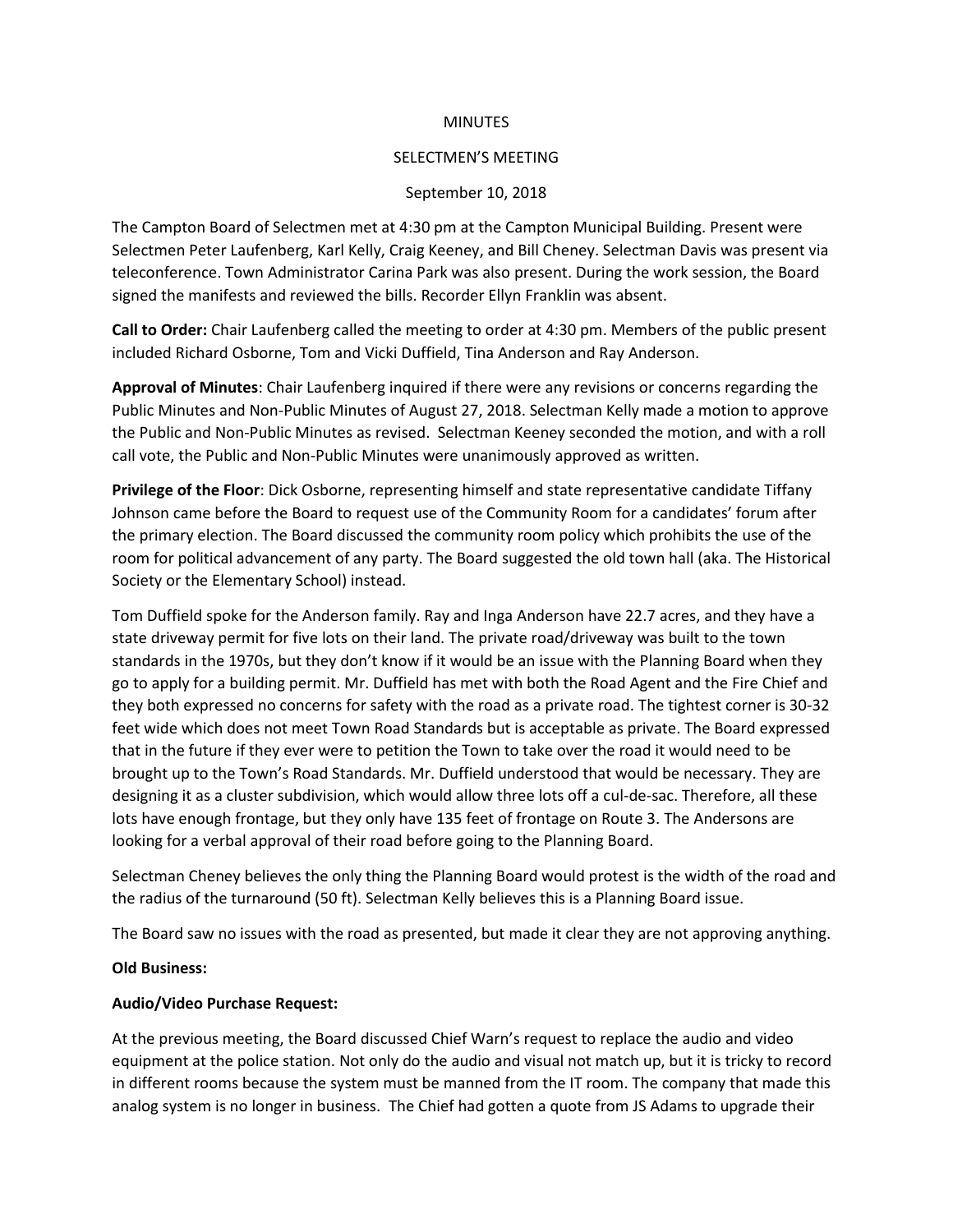MINUTES

SELECTMEN'S MEETING

September 10, 2018

The Campton Board of Selectmen met at 4:30 pm at the Campton Municipal Building. Present were Selectmen Peter Laufenberg, Karl Kelly, Craig Keeney, and Bill Cheney. Selectman Davis was present via teleconference. Town Administrator Carina Park was also present. During the work session, the Board signed the manifests and reviewed the bills. Recorder Ellyn Franklin was absent.

**Call to Order:** Chair Laufenberg called the meeting to order at 4:30 pm. Members of the public present included Richard Osborne, Tom and Vicki Duffield, Tina Anderson and Ray Anderson.

**Approval of Minutes**: Chair Laufenberg inquired if there were any revisions or concerns regarding the Public Minutes and Non-Public Minutes of August 27, 2018. Selectman Kelly made a motion to approve the Public and Non-Public Minutes as revised. Selectman Keeney seconded the motion, and with a roll call vote, the Public and Non-Public Minutes were unanimously approved as written.

**Privilege of the Floor**: Dick Osborne, representing himself and state representative candidate Tiffany Johnson came before the Board to request use of the Community Room for a candidates' forum after the primary election. The Board discussed the community room policy which prohibits the use of the room for political advancement of any party. The Board suggested the old town hall (aka. The Historical Society or the Elementary School) instead.

Tom Duffield spoke for the Anderson family. Ray and Inga Anderson have 22.7 acres, and they have a state driveway permit for five lots on their land. The private road/driveway was built to the town standards in the 1970s, but they don't know if it would be an issue with the Planning Board when they go to apply for a building permit. Mr. Duffield has met with both the Road Agent and the Fire Chief and they both expressed no concerns for safety with the road as a private road. The tightest corner is 30-32 feet wide which does not meet Town Road Standards but is acceptable as private. The Board expressed that in the future if they ever were to petition the Town to take over the road it would need to be brought up to the Town's Road Standards. Mr. Duffield understood that would be necessary. They are designing it as a cluster subdivision, which would allow three lots off a cul-de-sac. Therefore, all these lots have enough frontage, but they only have 135 feet of frontage on Route 3. The Andersons are looking for a verbal approval of their road before going to the Planning Board.

Selectman Cheney believes the only thing the Planning Board would protest is the width of the road and the radius of the turnaround (50 ft). Selectman Kelly believes this is a Planning Board issue.

The Board saw no issues with the road as presented, but made it clear they are not approving anything.

**Old Business:**

**Audio/Video Purchase Request:**

At the previous meeting, the Board discussed Chief Warn's request to replace the audio and video equipment at the police station. Not only do the audio and visual not match up, but it is tricky to record in different rooms because the system must be manned from the IT room. The company that made this analog system is no longer in business. The Chief had gotten a quote from JS Adams to upgrade their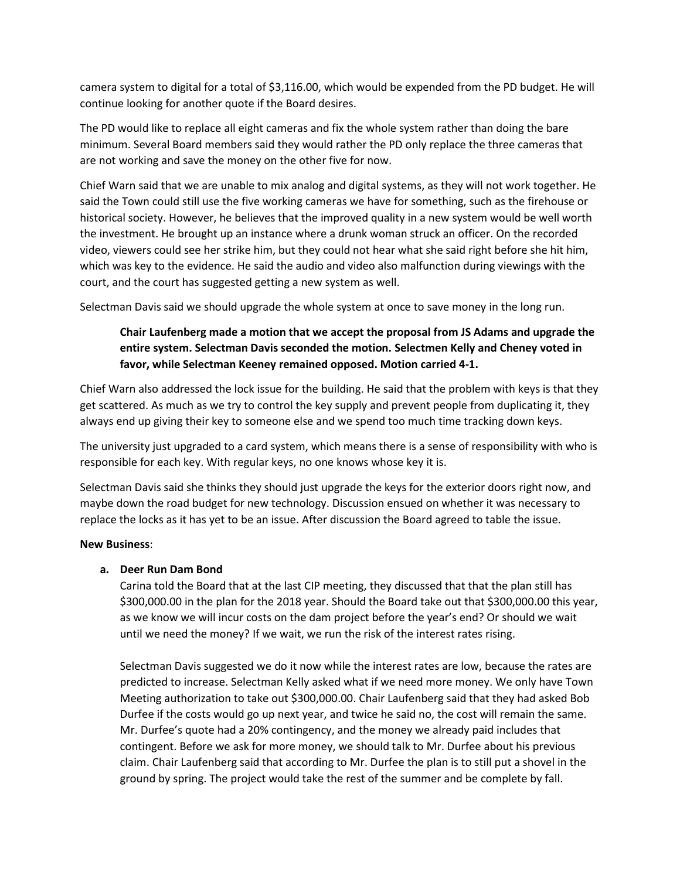camera system to digital for a total of $3,116.00, which would be expended from the PD budget. He will continue looking for another quote if the Board desires.

The PD would like to replace all eight cameras and fix the whole system rather than doing the bare minimum. Several Board members said they would rather the PD only replace the three cameras that are not working and save the money on the other five for now.

Chief Warn said that we are unable to mix analog and digital systems, as they will not work together. He said the Town could still use the five working cameras we have for something, such as the firehouse or historical society. However, he believes that the improved quality in a new system would be well worth the investment. He brought up an instance where a drunk woman struck an officer. On the recorded video, viewers could see her strike him, but they could not hear what she said right before she hit him, which was key to the evidence. He said the audio and video also malfunction during viewings with the court, and the court has suggested getting a new system as well.

Selectman Davis said we should upgrade the whole system at once to save money in the long run.

> **Chair Laufenberg made a motion that we accept the proposal from JS Adams and upgrade the entire system. Selectman Davis seconded the motion. Selectmen Kelly and Cheney voted in favor, while Selectman Keeney remained opposed. Motion carried 4-1.**

Chief Warn also addressed the lock issue for the building. He said that the problem with keys is that they get scattered. As much as we try to control the key supply and prevent people from duplicating it, they always end up giving their key to someone else and we spend too much time tracking down keys.

The university just upgraded to a card system, which means there is a sense of responsibility with who is responsible for each key. With regular keys, no one knows whose key it is.

Selectman Davis said she thinks they should just upgrade the keys for the exterior doors right now, and maybe down the road budget for new technology. Discussion ensued on whether it was necessary to replace the locks as it has yet to be an issue. After discussion the Board agreed to table the issue.

**New Business**:

**a. Deer Run Dam Bond**

Carina told the Board that at the last CIP meeting, they discussed that that the plan still has $300,000.00 in the plan for the 2018 year. Should the Board take out that $300,000.00 this year, as we know we will incur costs on the dam project before the year's end? Or should we wait until we need the money? If we wait, we run the risk of the interest rates rising.

Selectman Davis suggested we do it now while the interest rates are low, because the rates are predicted to increase. Selectman Kelly asked what if we need more money. We only have Town Meeting authorization to take out $300,000.00. Chair Laufenberg said that they had asked Bob Durfee if the costs would go up next year, and twice he said no, the cost will remain the same. Mr. Durfee's quote had a 20% contingency, and the money we already paid includes that contingent. Before we ask for more money, we should talk to Mr. Durfee about his previous claim. Chair Laufenberg said that according to Mr. Durfee the plan is to still put a shovel in the ground by spring. The project would take the rest of the summer and be complete by fall.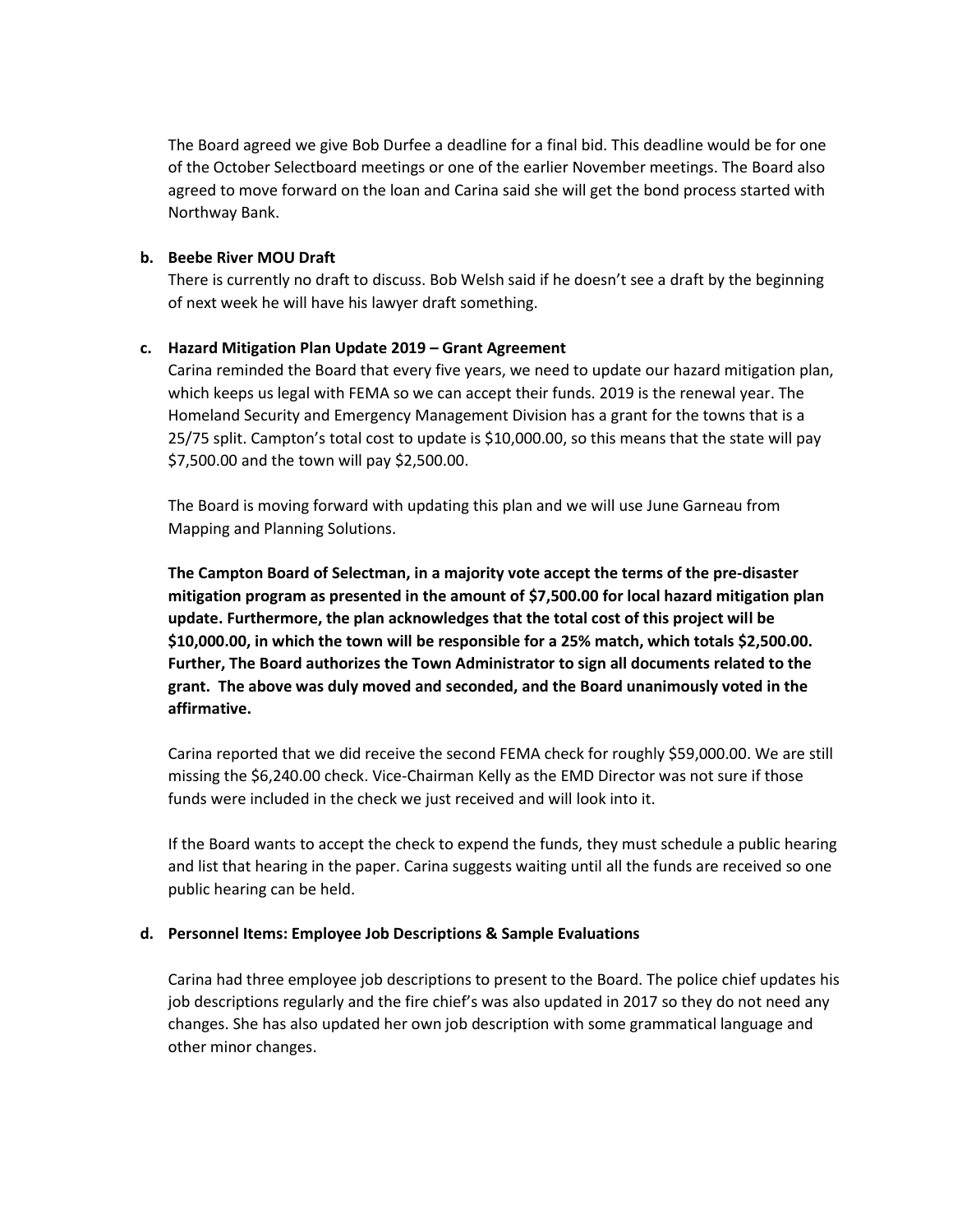The Board agreed we give Bob Durfee a deadline for a final bid. This deadline would be for one of the October Selectboard meetings or one of the earlier November meetings. The Board also agreed to move forward on the loan and Carina said she will get the bond process started with Northway Bank.

**b. Beebe River MOU Draft**

There is currently no draft to discuss. Bob Welsh said if he doesn't see a draft by the beginning of next week he will have his lawyer draft something.

**c. Hazard Mitigation Plan Update 2019 – Grant Agreement**

Carina reminded the Board that every five years, we need to update our hazard mitigation plan, which keeps us legal with FEMA so we can accept their funds. 2019 is the renewal year. The Homeland Security and Emergency Management Division has a grant for the towns that is a 25/75 split. Campton's total cost to update is $10,000.00, so this means that the state will pay $7,500.00 and the town will pay $2,500.00.

The Board is moving forward with updating this plan and we will use June Garneau from Mapping and Planning Solutions.

**The Campton Board of Selectman, in a majority vote accept the terms of the pre-disaster mitigation program as presented in the amount of $7,500.00 for local hazard mitigation plan update. Furthermore, the plan acknowledges that the total cost of this project will be $10,000.00, in which the town will be responsible for a 25% match, which totals $2,500.00. Further, The Board authorizes the Town Administrator to sign all documents related to the grant. The above was duly moved and seconded, and the Board unanimously voted in the affirmative.**

Carina reported that we did receive the second FEMA check for roughly $59,000.00. We are still missing the $6,240.00 check. Vice-Chairman Kelly as the EMD Director was not sure if those funds were included in the check we just received and will look into it.

If the Board wants to accept the check to expend the funds, they must schedule a public hearing and list that hearing in the paper. Carina suggests waiting until all the funds are received so one public hearing can be held.

**d. Personnel Items: Employee Job Descriptions & Sample Evaluations**

Carina had three employee job descriptions to present to the Board. The police chief updates his job descriptions regularly and the fire chief's was also updated in 2017 so they do not need any changes. She has also updated her own job description with some grammatical language and other minor changes.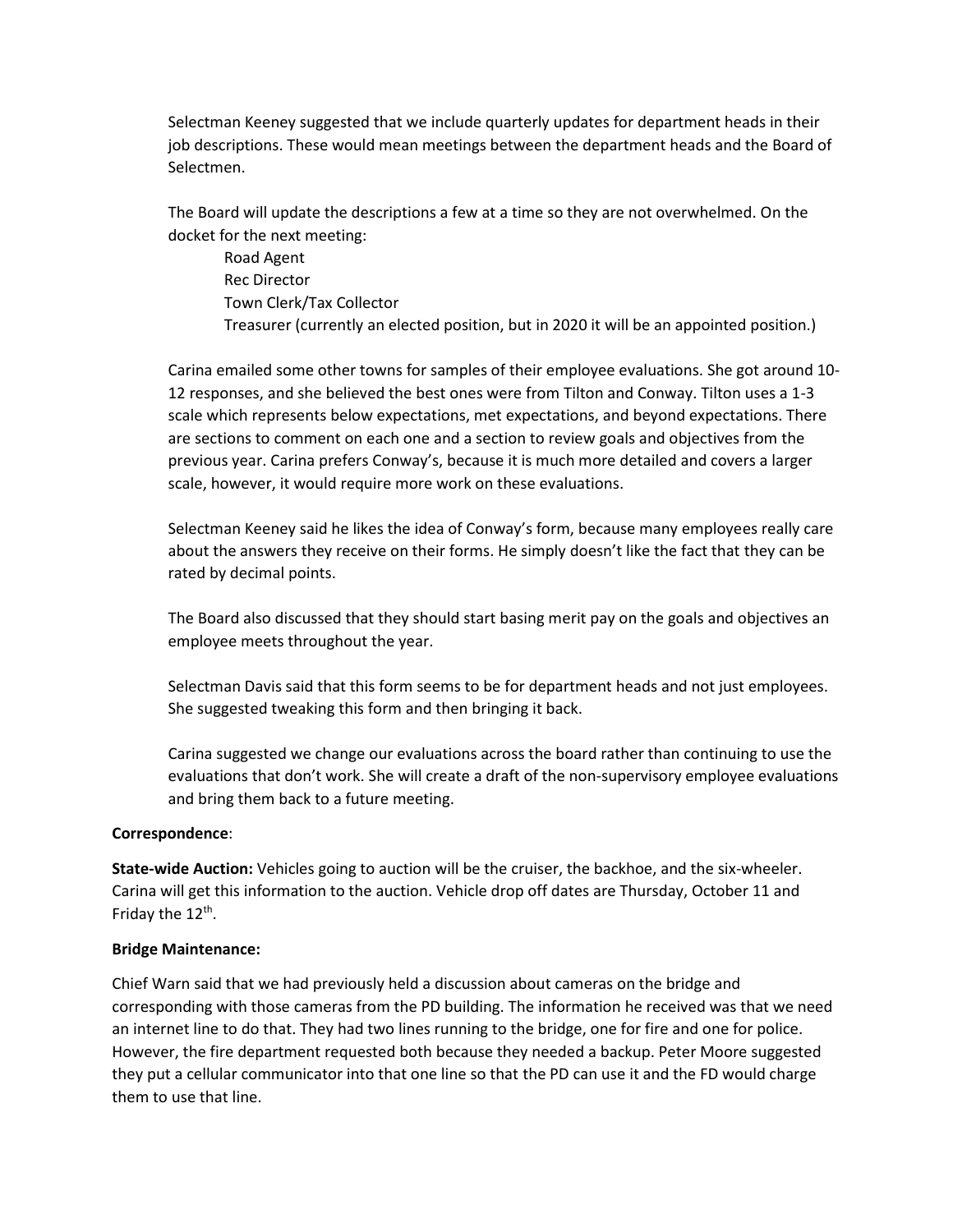Selectman Keeney suggested that we include quarterly updates for department heads in their job descriptions. These would mean meetings between the department heads and the Board of Selectmen.

The Board will update the descriptions a few at a time so they are not overwhelmed. On the docket for the next meeting:

- Road Agent
- Rec Director
- Town Clerk/Tax Collector
- Treasurer (currently an elected position, but in 2020 it will be an appointed position.)

Carina emailed some other towns for samples of their employee evaluations. She got around 10-12 responses, and she believed the best ones were from Tilton and Conway. Tilton uses a 1-3 scale which represents below expectations, met expectations, and beyond expectations. There are sections to comment on each one and a section to review goals and objectives from the previous year. Carina prefers Conway's, because it is much more detailed and covers a larger scale, however, it would require more work on these evaluations.

Selectman Keeney said he likes the idea of Conway's form, because many employees really care about the answers they receive on their forms. He simply doesn't like the fact that they can be rated by decimal points.

The Board also discussed that they should start basing merit pay on the goals and objectives an employee meets throughout the year.

Selectman Davis said that this form seems to be for department heads and not just employees. She suggested tweaking this form and then bringing it back.

Carina suggested we change our evaluations across the board rather than continuing to use the evaluations that don't work. She will create a draft of the non-supervisory employee evaluations and bring them back to a future meeting.

**Correspondence**:

**State-wide Auction:** Vehicles going to auction will be the cruiser, the backhoe, and the six-wheeler. Carina will get this information to the auction. Vehicle drop off dates are Thursday, October 11 and Friday the 12th.

**Bridge Maintenance:**

Chief Warn said that we had previously held a discussion about cameras on the bridge and corresponding with those cameras from the PD building. The information he received was that we need an internet line to do that. They had two lines running to the bridge, one for fire and one for police. However, the fire department requested both because they needed a backup. Peter Moore suggested they put a cellular communicator into that one line so that the PD can use it and the FD would charge them to use that line.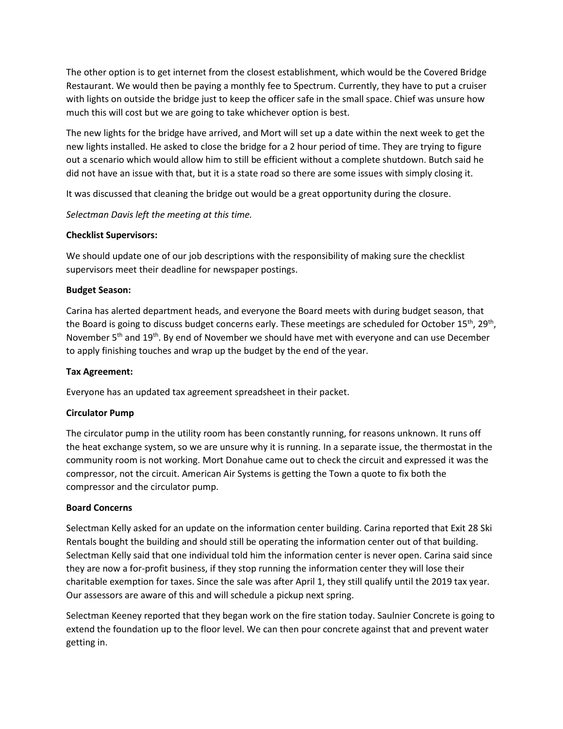The other option is to get internet from the closest establishment, which would be the Covered Bridge Restaurant. We would then be paying a monthly fee to Spectrum. Currently, they have to put a cruiser with lights on outside the bridge just to keep the officer safe in the small space. Chief was unsure how much this will cost but we are going to take whichever option is best.

The new lights for the bridge have arrived, and Mort will set up a date within the next week to get the new lights installed. He asked to close the bridge for a 2 hour period of time. They are trying to figure out a scenario which would allow him to still be efficient without a complete shutdown. Butch said he did not have an issue with that, but it is a state road so there are some issues with simply closing it.

It was discussed that cleaning the bridge out would be a great opportunity during the closure.

*Selectman Davis left the meeting at this time.*

**Checklist Supervisors:**

We should update one of our job descriptions with the responsibility of making sure the checklist supervisors meet their deadline for newspaper postings.

**Budget Season:**

Carina has alerted department heads, and everyone the Board meets with during budget season, that the Board is going to discuss budget concerns early. These meetings are scheduled for October 15th, 29th, November 5th and 19th. By end of November we should have met with everyone and can use December to apply finishing touches and wrap up the budget by the end of the year.

**Tax Agreement:**

Everyone has an updated tax agreement spreadsheet in their packet.

**Circulator Pump**

The circulator pump in the utility room has been constantly running, for reasons unknown. It runs off the heat exchange system, so we are unsure why it is running. In a separate issue, the thermostat in the community room is not working. Mort Donahue came out to check the circuit and expressed it was the compressor, not the circuit. American Air Systems is getting the Town a quote to fix both the compressor and the circulator pump.

**Board Concerns**

Selectman Kelly asked for an update on the information center building. Carina reported that Exit 28 Ski Rentals bought the building and should still be operating the information center out of that building. Selectman Kelly said that one individual told him the information center is never open. Carina said since they are now a for-profit business, if they stop running the information center they will lose their charitable exemption for taxes. Since the sale was after April 1, they still qualify until the 2019 tax year. Our assessors are aware of this and will schedule a pickup next spring.

Selectman Keeney reported that they began work on the fire station today. Saulnier Concrete is going to extend the foundation up to the floor level. We can then pour concrete against that and prevent water getting in.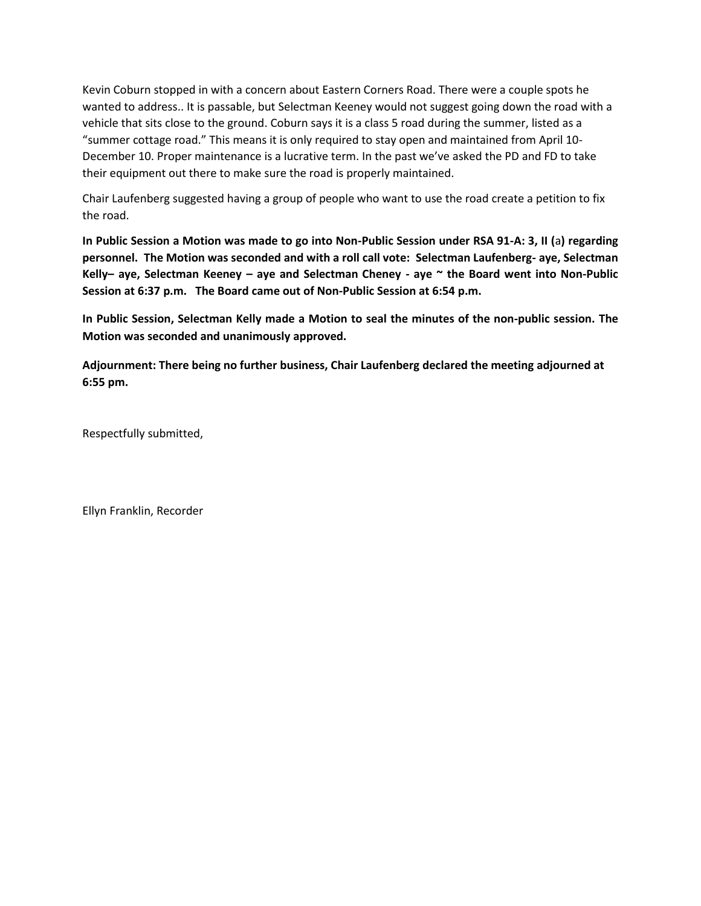Kevin Coburn stopped in with a concern about Eastern Corners Road. There were a couple spots he wanted to address.. It is passable, but Selectman Keeney would not suggest going down the road with a vehicle that sits close to the ground. Coburn says it is a class 5 road during the summer, listed as a "summer cottage road." This means it is only required to stay open and maintained from April 10-December 10. Proper maintenance is a lucrative term. In the past we've asked the PD and FD to take their equipment out there to make sure the road is properly maintained.

Chair Laufenberg suggested having a group of people who want to use the road create a petition to fix the road.

**In Public Session a Motion was made to go into Non-Public Session under RSA 91-A: 3, II (a) regarding personnel. The Motion was seconded and with a roll call vote: Selectman Laufenberg- aye, Selectman Kelly– aye, Selectman Keeney – aye and Selectman Cheney - aye ~ the Board went into Non-Public Session at 6:37 p.m. The Board came out of Non-Public Session at 6:54 p.m.**

**In Public Session, Selectman Kelly made a Motion to seal the minutes of the non-public session. The Motion was seconded and unanimously approved.**

**Adjournment: There being no further business, Chair Laufenberg declared the meeting adjourned at 6:55 pm.**

Respectfully submitted,

Ellyn Franklin, Recorder